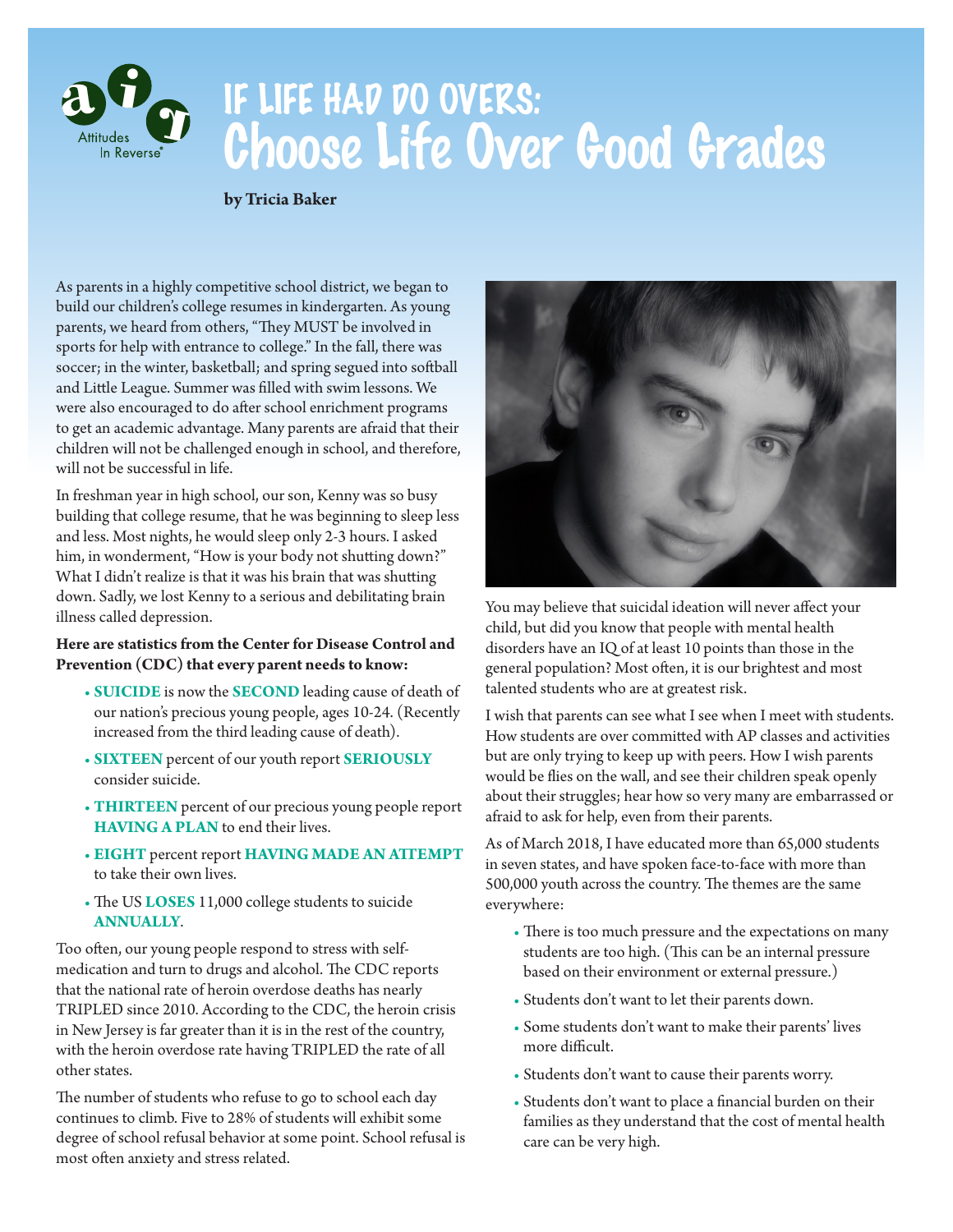Attitudes In Reverse®

# IF LIFE HAD DO OVERS: Choose Life Over Good Grades

**by Tricia Baker**

As parents in a highly competitive school district, we began to build our children's college resumes in kindergarten. As young parents, we heard from others, "They MUST be involved in sports for help with entrance to college." In the fall, there was soccer; in the winter, basketball; and spring segued into softball and Little League. Summer was filled with swim lessons. We were also encouraged to do after school enrichment programs to get an academic advantage. Many parents are afraid that their children will not be challenged enough in school, and therefore, will not be successful in life.

In freshman year in high school, our son, Kenny was so busy building that college resume, that he was beginning to sleep less and less. Most nights, he would sleep only 2-3 hours. I asked him, in wonderment, "How is your body not shutting down?" What I didn't realize is that it was his brain that was shutting down. Sadly, we lost Kenny to a serious and debilitating brain illness called depression.

**Here are statistics from the Center for Disease Control and Prevention (CDC) that every parent needs to know:**

- **SUICIDE** is now the **SECOND** leading cause of death of our nation's precious young people, ages 10-24. (Recently increased from the third leading cause of death).
- **SIXTEEN** percent of our youth report **SERIOUSLY** consider suicide.
- **THIRTEEN** percent of our precious young people report **HAVING A PLAN** to end their lives.
- **EIGHT** percent report **HAVING MADE AN ATTEMPT** to take their own lives.
- The US **LOSES** 11,000 college students to suicide **ANNUALLY**.

Too often, our young people respond to stress with self-medication and turn to drugs and alcohol. The CDC reports that the national rate of heroin overdose deaths has nearly TRIPLED since 2010. According to the CDC, the heroin crisis in New Jersey is far greater than it is in the rest of the country, with the heroin overdose rate having TRIPLED the rate of all other states.

The number of students who refuse to go to school each day continues to climb. Five to 28% of students will exhibit some degree of school refusal behavior at some point. School refusal is most often anxiety and stress related.

You may believe that suicidal ideation will never affect your child, but did you know that people with mental health disorders have an IQ of at least 10 points than those in the general population? Most often, it is our brightest and most talented students who are at greatest risk.

I wish that parents can see what I see when I meet with students. How students are over committed with AP classes and activities but are only trying to keep up with peers. How I wish parents would be flies on the wall, and see their children speak openly about their struggles; hear how so very many are embarrassed or afraid to ask for help, even from their parents.

As of March 2018, I have educated more than 65,000 students in seven states, and have spoken face-to-face with more than 500,000 youth across the country. The themes are the same everywhere:

- There is too much pressure and the expectations on many students are too high. (This can be an internal pressure based on their environment or external pressure.)
- Students don't want to let their parents down.
- Some students don't want to make their parents' lives more difficult.
- Students don't want to cause their parents worry.
- Students don't want to place a financial burden on their families as they understand that the cost of mental health care can be very high.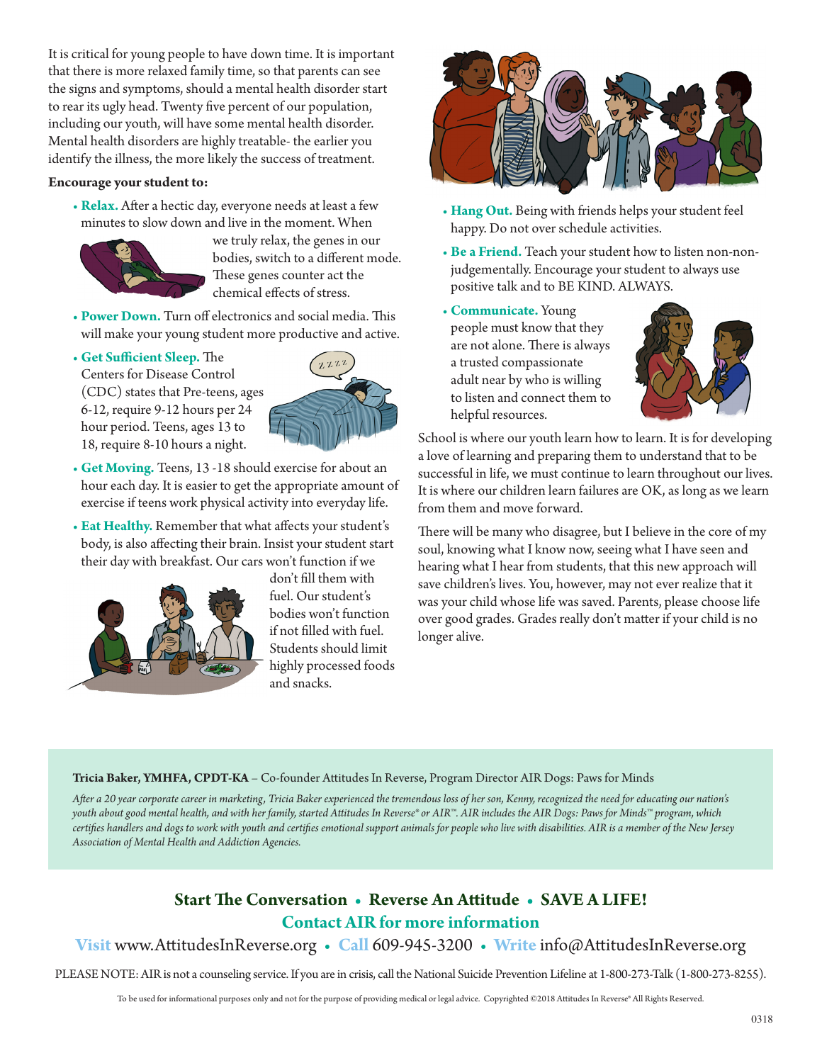It is critical for young people to have down time. It is important that there is more relaxed family time, so that parents can see the signs and symptoms, should a mental health disorder start to rear its ugly head. Twenty five percent of our population, including our youth, will have some mental health disorder. Mental health disorders are highly treatable- the earlier you identify the illness, the more likely the success of treatment.

**Encourage your student to:**

- **Relax.** After a hectic day, everyone needs at least a few minutes to slow down and live in the moment. When we truly relax, the genes in our bodies, switch to a different mode. These genes counter act the chemical effects of stress.
- **Power Down.** Turn off electronics and social media. This will make your young student more productive and active.
- **Get Sufficient Sleep.** The Centers for Disease Control (CDC) states that Pre-teens, ages 6-12, require 9-12 hours per 24 hour period. Teens, ages 13 to 18, require 8-10 hours a night.
- **Get Moving.** Teens, 13 -18 should exercise for about an hour each day. It is easier to get the appropriate amount of exercise if teens work physical activity into everyday life.
- **Eat Healthy.** Remember that what affects your student's body, is also affecting their brain. Insist your student start their day with breakfast. Our cars won't function if we don't fill them with fuel. Our student's bodies won't function if not filled with fuel. Students should limit highly processed foods and snacks.
- **Hang Out.** Being with friends helps your student feel happy. Do not over schedule activities.
- **Be a Friend.** Teach your student how to listen non-non-judgementally. Encourage your student to always use positive talk and to BE KIND. ALWAYS.
- **Communicate.** Young people must know that they are not alone. There is always a trusted compassionate adult near by who is willing to listen and connect them to helpful resources.

School is where our youth learn how to learn. It is for developing a love of learning and preparing them to understand that to be successful in life, we must continue to learn throughout our lives. It is where our children learn failures are OK, as long as we learn from them and move forward.

There will be many who disagree, but I believe in the core of my soul, knowing what I know now, seeing what I have seen and hearing what I hear from students, that this new approach will save children's lives. You, however, may not ever realize that it was your child whose life was saved. Parents, please choose life over good grades. Grades really don't matter if your child is no longer alive.

**Tricia Baker, YMHFA, CPDT-KA** – Co-founder Attitudes In Reverse, Program Director AIR Dogs: Paws for Minds

*After a 20 year corporate career in marketing, Tricia Baker experienced the tremendous loss of her son, Kenny, recognized the need for educating our nation's youth about good mental health, and with her family, started Attitudes In Reverse® or AIR™. AIR includes the AIR Dogs: Paws for Minds™ program, which certifies handlers and dogs to work with youth and certifies emotional support animals for people who live with disabilities. AIR is a member of the New Jersey Association of Mental Health and Addiction Agencies.*

**Start The Conversation • Reverse An Attitude • SAVE A LIFE!**

**Contact AIR for more information**

**Visit** www.AttitudesInReverse.org • **Call** 609-945-3200 • **Write** info@AttitudesInReverse.org

PLEASE NOTE: AIR is not a counseling service. If you are in crisis, call the National Suicide Prevention Lifeline at 1-800-273-Talk (1-800-273-8255).

To be used for informational purposes only and not for the purpose of providing medical or legal advice. Copyrighted ©2018 Attitudes In Reverse® All Rights Reserved.

0318